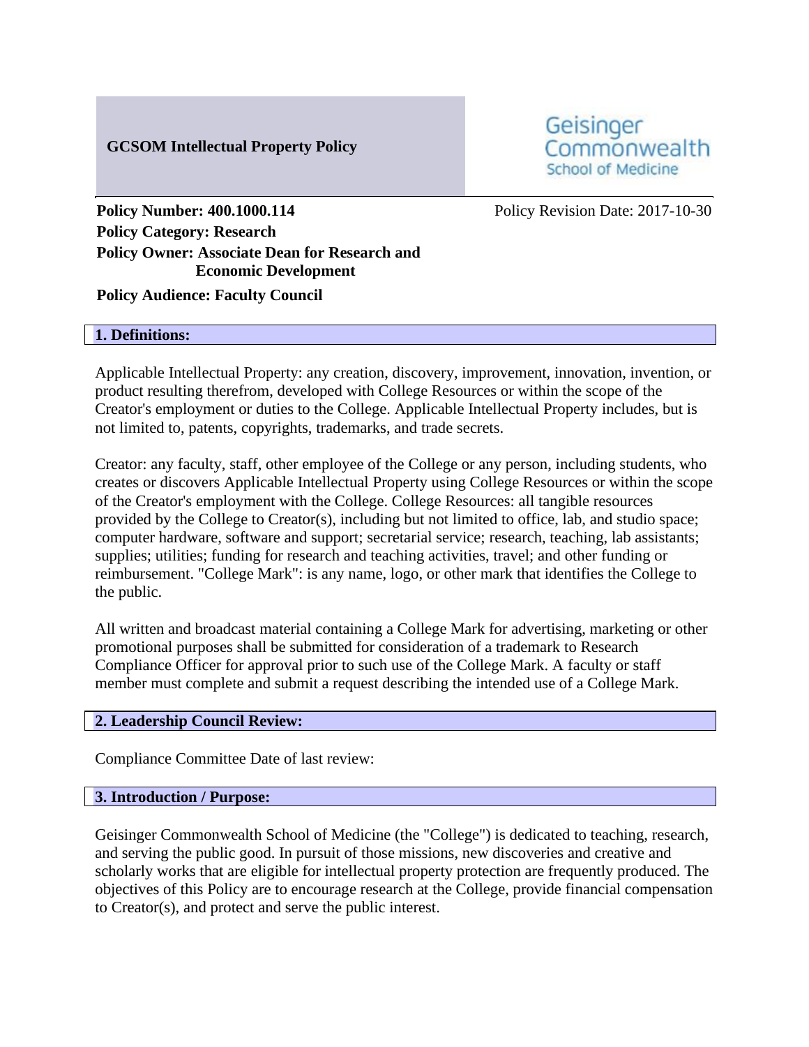**GCSOM Intellectual Property Policy**

Geisinger Commonwealth School of Medicine

**Policy Number: 400.1000.114**

Policy Revision Date: 2017-10-30

**Policy Category: Research**

**Policy Owner: Associate Dean for Research and Economic Development**

**Policy Audience: Faculty Council**

## 1. Definitions:

Applicable Intellectual Property: any creation, discovery, improvement, innovation, invention, or product resulting therefrom, developed with College Resources or within the scope of the Creator's employment or duties to the College. Applicable Intellectual Property includes, but is not limited to, patents, copyrights, trademarks, and trade secrets.

Creator: any faculty, staff, other employee of the College or any person, including students, who creates or discovers Applicable Intellectual Property using College Resources or within the scope of the Creator's employment with the College. College Resources: all tangible resources provided by the College to Creator(s), including but not limited to office, lab, and studio space; computer hardware, software and support; secretarial service; research, teaching, lab assistants; supplies; utilities; funding for research and teaching activities, travel; and other funding or reimbursement. "College Mark": is any name, logo, or other mark that identifies the College to the public.

All written and broadcast material containing a College Mark for advertising, marketing or other promotional purposes shall be submitted for consideration of a trademark to Research Compliance Officer for approval prior to such use of the College Mark. A faculty or staff member must complete and submit a request describing the intended use of a College Mark.

## 2. Leadership Council Review:

Compliance Committee Date of last review:

## 3. Introduction / Purpose:

Geisinger Commonwealth School of Medicine (the "College") is dedicated to teaching, research, and serving the public good. In pursuit of those missions, new discoveries and creative and scholarly works that are eligible for intellectual property protection are frequently produced. The objectives of this Policy are to encourage research at the College, provide financial compensation to Creator(s), and protect and serve the public interest.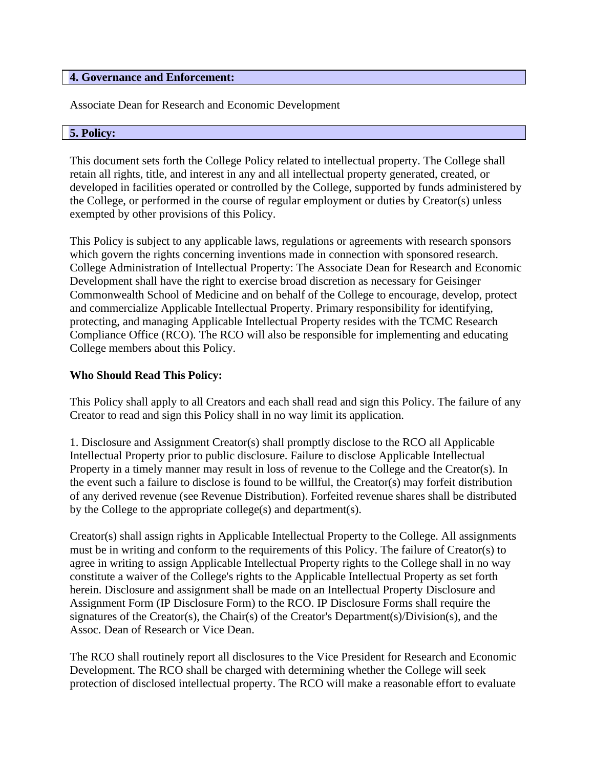## 4. Governance and Enforcement:

Associate Dean for Research and Economic Development

## 5. Policy:

This document sets forth the College Policy related to intellectual property. The College shall retain all rights, title, and interest in any and all intellectual property generated, created, or developed in facilities operated or controlled by the College, supported by funds administered by the College, or performed in the course of regular employment or duties by Creator(s) unless exempted by other provisions of this Policy.

This Policy is subject to any applicable laws, regulations or agreements with research sponsors which govern the rights concerning inventions made in connection with sponsored research. College Administration of Intellectual Property: The Associate Dean for Research and Economic Development shall have the right to exercise broad discretion as necessary for Geisinger Commonwealth School of Medicine and on behalf of the College to encourage, develop, protect and commercialize Applicable Intellectual Property. Primary responsibility for identifying, protecting, and managing Applicable Intellectual Property resides with the TCMC Research Compliance Office (RCO). The RCO will also be responsible for implementing and educating College members about this Policy.

**Who Should Read This Policy:**

This Policy shall apply to all Creators and each shall read and sign this Policy. The failure of any Creator to read and sign this Policy shall in no way limit its application.

1. Disclosure and Assignment Creator(s) shall promptly disclose to the RCO all Applicable Intellectual Property prior to public disclosure. Failure to disclose Applicable Intellectual Property in a timely manner may result in loss of revenue to the College and the Creator(s). In the event such a failure to disclose is found to be willful, the Creator(s) may forfeit distribution of any derived revenue (see Revenue Distribution). Forfeited revenue shares shall be distributed by the College to the appropriate college(s) and department(s).

Creator(s) shall assign rights in Applicable Intellectual Property to the College. All assignments must be in writing and conform to the requirements of this Policy. The failure of Creator(s) to agree in writing to assign Applicable Intellectual Property rights to the College shall in no way constitute a waiver of the College's rights to the Applicable Intellectual Property as set forth herein. Disclosure and assignment shall be made on an Intellectual Property Disclosure and Assignment Form (IP Disclosure Form) to the RCO. IP Disclosure Forms shall require the signatures of the Creator(s), the Chair(s) of the Creator's Department(s)/Division(s), and the Assoc. Dean of Research or Vice Dean.

The RCO shall routinely report all disclosures to the Vice President for Research and Economic Development. The RCO shall be charged with determining whether the College will seek protection of disclosed intellectual property. The RCO will make a reasonable effort to evaluate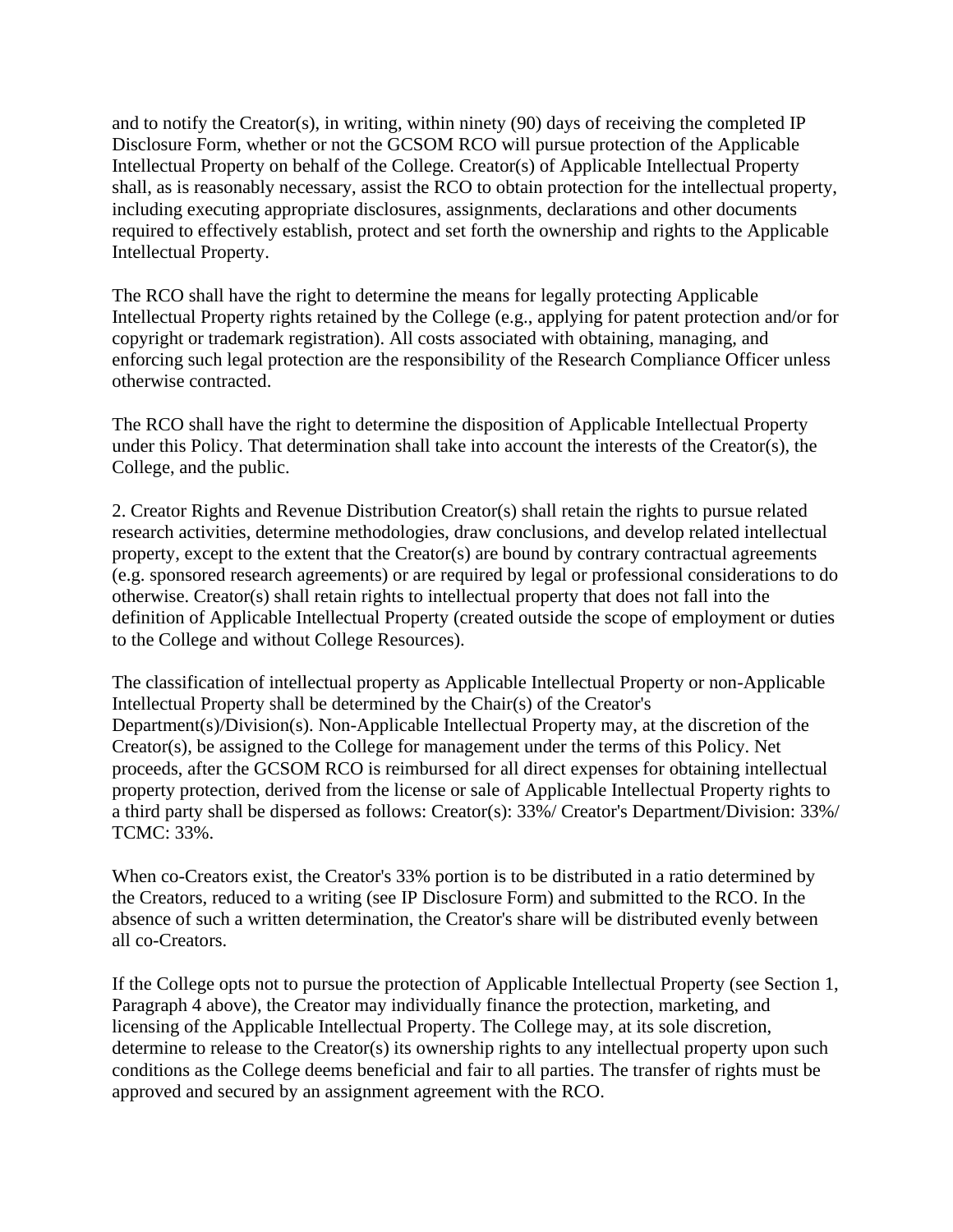and to notify the Creator(s), in writing, within ninety (90) days of receiving the completed IP Disclosure Form, whether or not the GCSOM RCO will pursue protection of the Applicable Intellectual Property on behalf of the College. Creator(s) of Applicable Intellectual Property shall, as is reasonably necessary, assist the RCO to obtain protection for the intellectual property, including executing appropriate disclosures, assignments, declarations and other documents required to effectively establish, protect and set forth the ownership and rights to the Applicable Intellectual Property.

The RCO shall have the right to determine the means for legally protecting Applicable Intellectual Property rights retained by the College (e.g., applying for patent protection and/or for copyright or trademark registration). All costs associated with obtaining, managing, and enforcing such legal protection are the responsibility of the Research Compliance Officer unless otherwise contracted.

The RCO shall have the right to determine the disposition of Applicable Intellectual Property under this Policy. That determination shall take into account the interests of the Creator(s), the College, and the public.

2. Creator Rights and Revenue Distribution Creator(s) shall retain the rights to pursue related research activities, determine methodologies, draw conclusions, and develop related intellectual property, except to the extent that the Creator(s) are bound by contrary contractual agreements (e.g. sponsored research agreements) or are required by legal or professional considerations to do otherwise. Creator(s) shall retain rights to intellectual property that does not fall into the definition of Applicable Intellectual Property (created outside the scope of employment or duties to the College and without College Resources).

The classification of intellectual property as Applicable Intellectual Property or non-Applicable Intellectual Property shall be determined by the Chair(s) of the Creator's Department(s)/Division(s). Non-Applicable Intellectual Property may, at the discretion of the Creator(s), be assigned to the College for management under the terms of this Policy. Net proceeds, after the GCSOM RCO is reimbursed for all direct expenses for obtaining intellectual property protection, derived from the license or sale of Applicable Intellectual Property rights to a third party shall be dispersed as follows: Creator(s): 33%/ Creator's Department/Division: 33%/ TCMC: 33%.

When co-Creators exist, the Creator's 33% portion is to be distributed in a ratio determined by the Creators, reduced to a writing (see IP Disclosure Form) and submitted to the RCO. In the absence of such a written determination, the Creator's share will be distributed evenly between all co-Creators.

If the College opts not to pursue the protection of Applicable Intellectual Property (see Section 1, Paragraph 4 above), the Creator may individually finance the protection, marketing, and licensing of the Applicable Intellectual Property. The College may, at its sole discretion, determine to release to the Creator(s) its ownership rights to any intellectual property upon such conditions as the College deems beneficial and fair to all parties. The transfer of rights must be approved and secured by an assignment agreement with the RCO.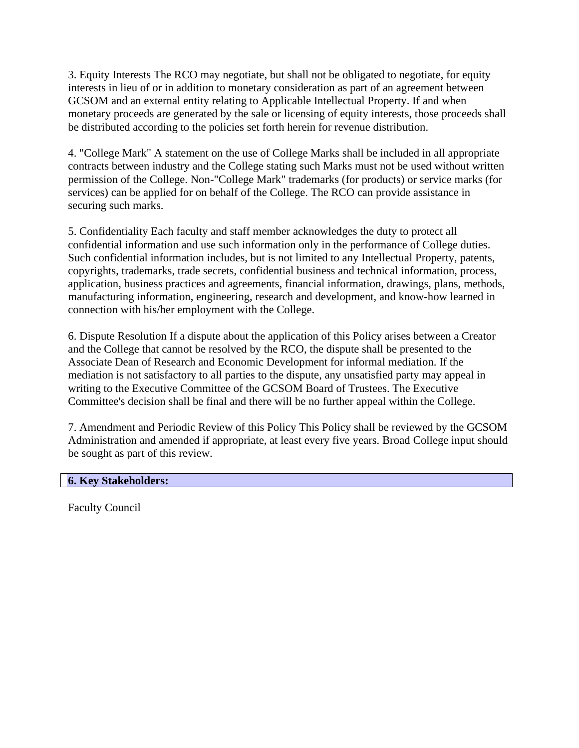3. Equity Interests The RCO may negotiate, but shall not be obligated to negotiate, for equity interests in lieu of or in addition to monetary consideration as part of an agreement between GCSOM and an external entity relating to Applicable Intellectual Property. If and when monetary proceeds are generated by the sale or licensing of equity interests, those proceeds shall be distributed according to the policies set forth herein for revenue distribution.

4. "College Mark" A statement on the use of College Marks shall be included in all appropriate contracts between industry and the College stating such Marks must not be used without written permission of the College. Non-"College Mark" trademarks (for products) or service marks (for services) can be applied for on behalf of the College. The RCO can provide assistance in securing such marks.

5. Confidentiality Each faculty and staff member acknowledges the duty to protect all confidential information and use such information only in the performance of College duties. Such confidential information includes, but is not limited to any Intellectual Property, patents, copyrights, trademarks, trade secrets, confidential business and technical information, process, application, business practices and agreements, financial information, drawings, plans, methods, manufacturing information, engineering, research and development, and know-how learned in connection with his/her employment with the College.

6. Dispute Resolution If a dispute about the application of this Policy arises between a Creator and the College that cannot be resolved by the RCO, the dispute shall be presented to the Associate Dean of Research and Economic Development for informal mediation. If the mediation is not satisfactory to all parties to the dispute, any unsatisfied party may appeal in writing to the Executive Committee of the GCSOM Board of Trustees. The Executive Committee's decision shall be final and there will be no further appeal within the College.

7. Amendment and Periodic Review of this Policy This Policy shall be reviewed by the GCSOM Administration and amended if appropriate, at least every five years. Broad College input should be sought as part of this review.

## 6. Key Stakeholders:

Faculty Council